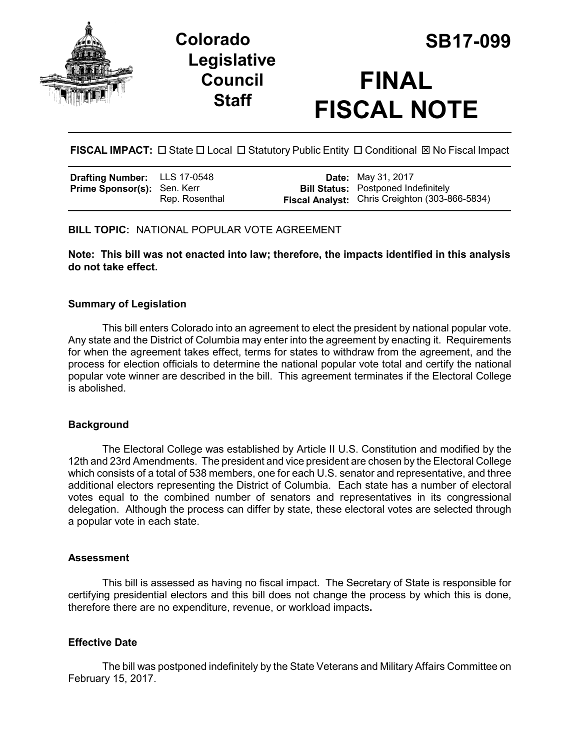# Colorado Legislative Council Staff

# SB17-099

# FINAL FISCAL NOTE

**FISCAL IMPACT:** ☐ State ☐ Local ☐ Statutory Public Entity ☐ Conditional ☒ No Fiscal Impact

| | | | |
|---|---|---|---|
| **Drafting Number:** | LLS 17-0548 | **Date:** | May 31, 2017 |
| **Prime Sponsor(s):** | Sen. Kerr<br>Rep. Rosenthal | **Bill Status:** | Postponed Indefinitely |
| | | **Fiscal Analyst:** | Chris Creighton (303-866-5834) |

**BILL TOPIC:** NATIONAL POPULAR VOTE AGREEMENT

**Note: This bill was not enacted into law; therefore, the impacts identified in this analysis do not take effect.**

### Summary of Legislation

This bill enters Colorado into an agreement to elect the president by national popular vote. Any state and the District of Columbia may enter into the agreement by enacting it. Requirements for when the agreement takes effect, terms for states to withdraw from the agreement, and the process for election officials to determine the national popular vote total and certify the national popular vote winner are described in the bill. This agreement terminates if the Electoral College is abolished.

### Background

The Electoral College was established by Article II U.S. Constitution and modified by the 12th and 23rd Amendments. The president and vice president are chosen by the Electoral College which consists of a total of 538 members, one for each U.S. senator and representative, and three additional electors representing the District of Columbia. Each state has a number of electoral votes equal to the combined number of senators and representatives in its congressional delegation. Although the process can differ by state, these electoral votes are selected through a popular vote in each state.

### Assessment

This bill is assessed as having no fiscal impact. The Secretary of State is responsible for certifying presidential electors and this bill does not change the process by which this is done, therefore there are no expenditure, revenue, or workload impacts**.**

### Effective Date

The bill was postponed indefinitely by the State Veterans and Military Affairs Committee on February 15, 2017.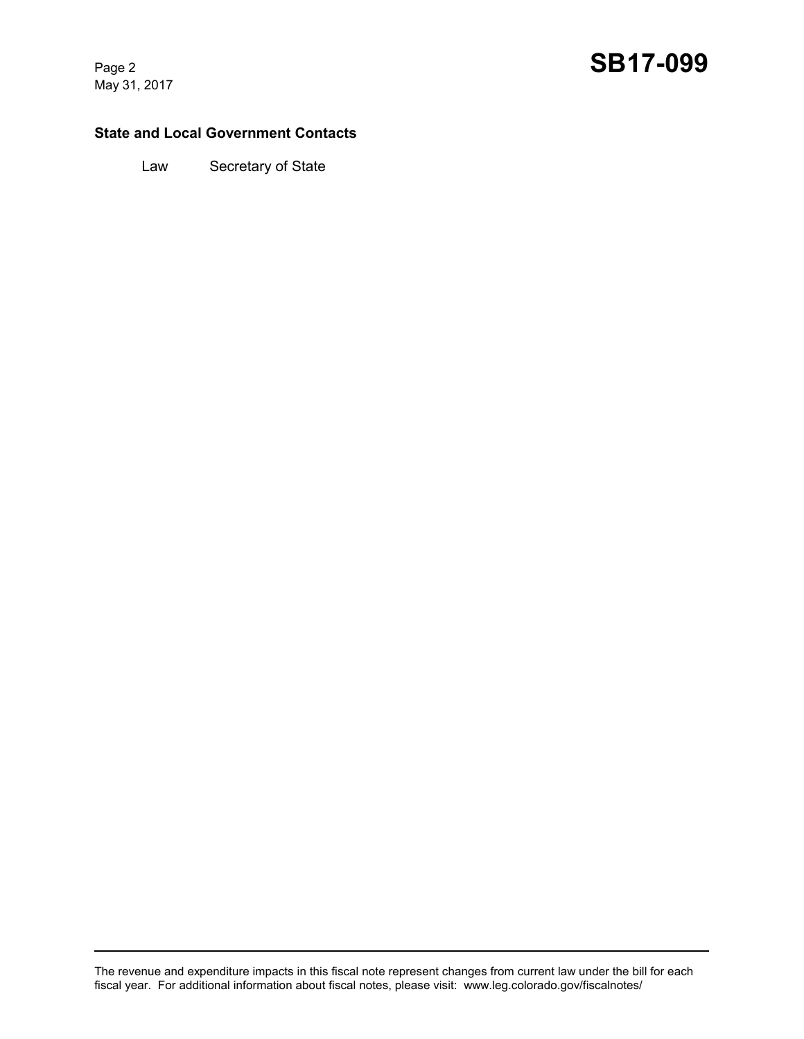### State and Local Government Contacts

Law    Secretary of State

The revenue and expenditure impacts in this fiscal note represent changes from current law under the bill for each fiscal year. For additional information about fiscal notes, please visit: www.leg.colorado.gov/fiscalnotes/